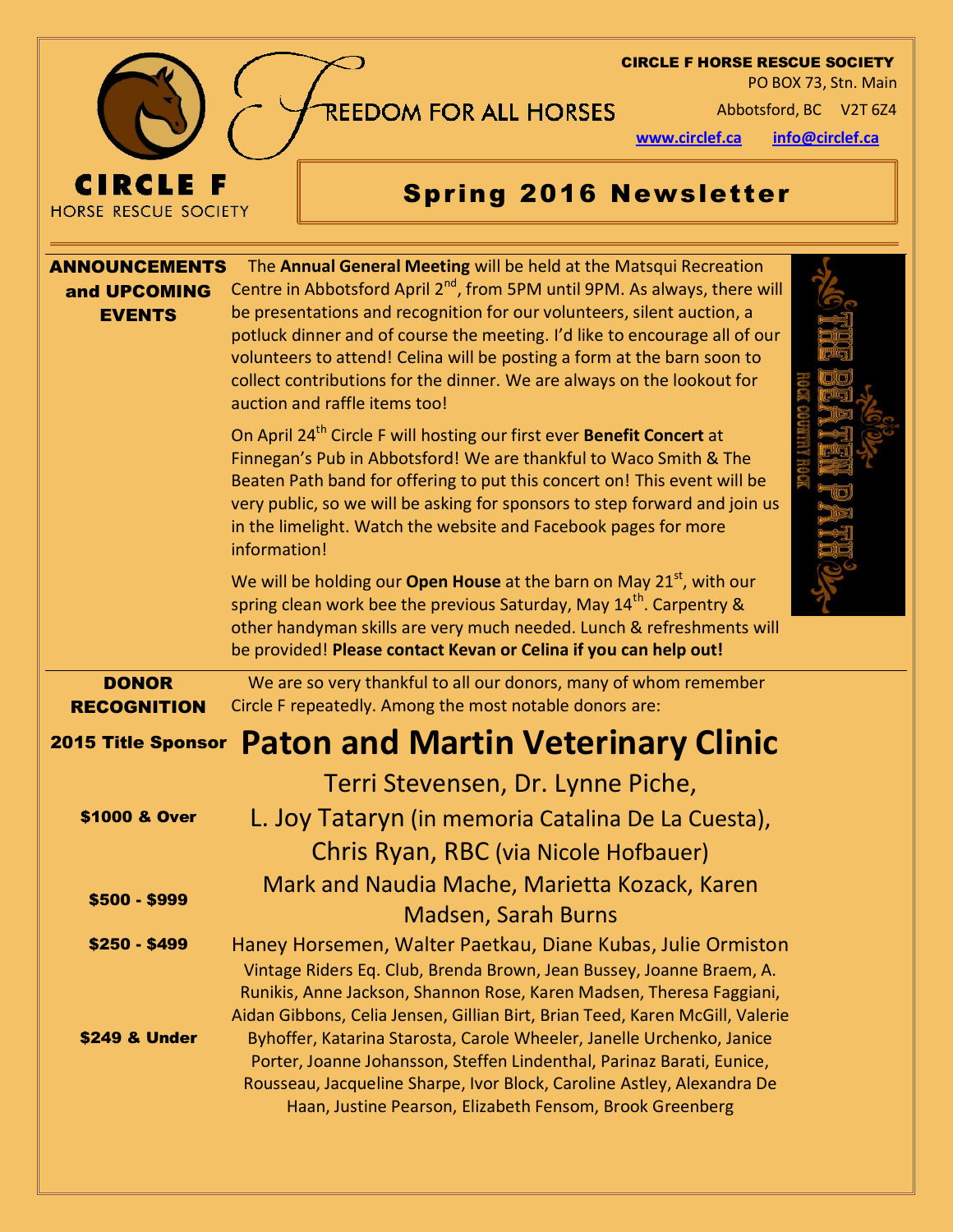CIRCLE F HORSE RESCUE SOCIETY

FREEDOM FOR ALL HORSES

**CIRCLE F HORSE RESCUE SOCIETY**
PO BOX 73, Stn. Main
Abbotsford, BC V2T 6Z4
www.circlef.ca info@circlef.ca

# Spring 2016 Newsletter

## ANNOUNCEMENTS and UPCOMING EVENTS

The **Annual General Meeting** will be held at the Matsqui Recreation Centre in Abbotsford April 2nd, from 5PM until 9PM. As always, there will be presentations and recognition for our volunteers, silent auction, a potluck dinner and of course the meeting. I'd like to encourage all of our volunteers to attend! Celina will be posting a form at the barn soon to collect contributions for the dinner. We are always on the lookout for auction and raffle items too!

On April 24th Circle F will hosting our first ever **Benefit Concert** at Finnegan's Pub in Abbotsford! We are thankful to Waco Smith & The Beaten Path band for offering to put this concert on! This event will be very public, so we will be asking for sponsors to step forward and join us in the limelight. Watch the website and Facebook pages for more information!

THE BEATEN PATH
ROCK COUNTRY ROCK

We will be holding our **Open House** at the barn on May 21st, with our spring clean work bee the previous Saturday, May 14th. Carpentry & other handyman skills are very much needed. Lunch & refreshments will be provided! **Please contact Kevan or Celina if you can help out!**

## DONOR RECOGNITION

We are so very thankful to all our donors, many of whom remember Circle F repeatedly. Among the most notable donors are:

**2015 Title Sponsor**

**Paton and Martin Veterinary Clinic**

**$1000 & Over**

Terri Stevensen, Dr. Lynne Piche, L. Joy Tataryn (in memoria Catalina De La Cuesta), Chris Ryan, RBC (via Nicole Hofbauer)

**$500 - $999**

Mark and Naudia Mache, Marietta Kozack, Karen Madsen, Sarah Burns

**$250 - $499**

Haney Horsemen, Walter Paetkau, Diane Kubas, Julie Ormiston

**$249 & Under**

Vintage Riders Eq. Club, Brenda Brown, Jean Bussey, Joanne Braem, A. Runikis, Anne Jackson, Shannon Rose, Karen Madsen, Theresa Faggiani, Aidan Gibbons, Celia Jensen, Gillian Birt, Brian Teed, Karen McGill, Valerie Byhoffer, Katarina Starosta, Carole Wheeler, Janelle Urchenko, Janice Porter, Joanne Johansson, Steffen Lindenthal, Parinaz Barati, Eunice, Rousseau, Jacqueline Sharpe, Ivor Block, Caroline Astley, Alexandra De Haan, Justine Pearson, Elizabeth Fensom, Brook Greenberg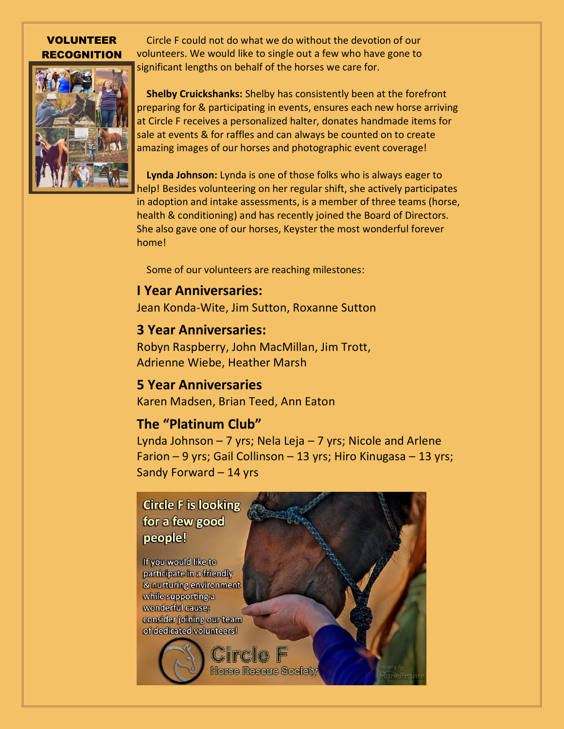## VOLUNTEER RECOGNITION

Circle F could not do what we do without the devotion of our volunteers. We would like to single out a few who have gone to significant lengths on behalf of the horses we care for.

**Shelby Cruickshanks:** Shelby has consistently been at the forefront preparing for & participating in events, ensures each new horse arriving at Circle F receives a personalized halter, donates handmade items for sale at events & for raffles and can always be counted on to create amazing images of our horses and photographic event coverage!

**Lynda Johnson:** Lynda is one of those folks who is always eager to help! Besides volunteering on her regular shift, she actively participates in adoption and intake assessments, is a member of three teams (horse, health & conditioning) and has recently joined the Board of Directors. She also gave one of our horses, Keyster the most wonderful forever home!

Some of our volunteers are reaching milestones:

### I Year Anniversaries:

Jean Konda-Wite, Jim Sutton, Roxanne Sutton

### 3 Year Anniversaries:

Robyn Raspberry, John MacMillan, Jim Trott, Adrienne Wiebe, Heather Marsh

### 5 Year Anniversaries

Karen Madsen, Brian Teed, Ann Eaton

### The "Platinum Club"

Lynda Johnson – 7 yrs; Nela Leja – 7 yrs; Nicole and Arlene Farion – 9 yrs; Gail Collinson – 13 yrs; Hiro Kinugasa – 13 yrs; Sandy Forward – 14 yrs

**Circle F is looking for a few good people!**

If you would like to participate in a friendly & nurturing environment while supporting a wonderful cause; consider joining our team of dedicated volunteers!

Circle F Horse Rescue Society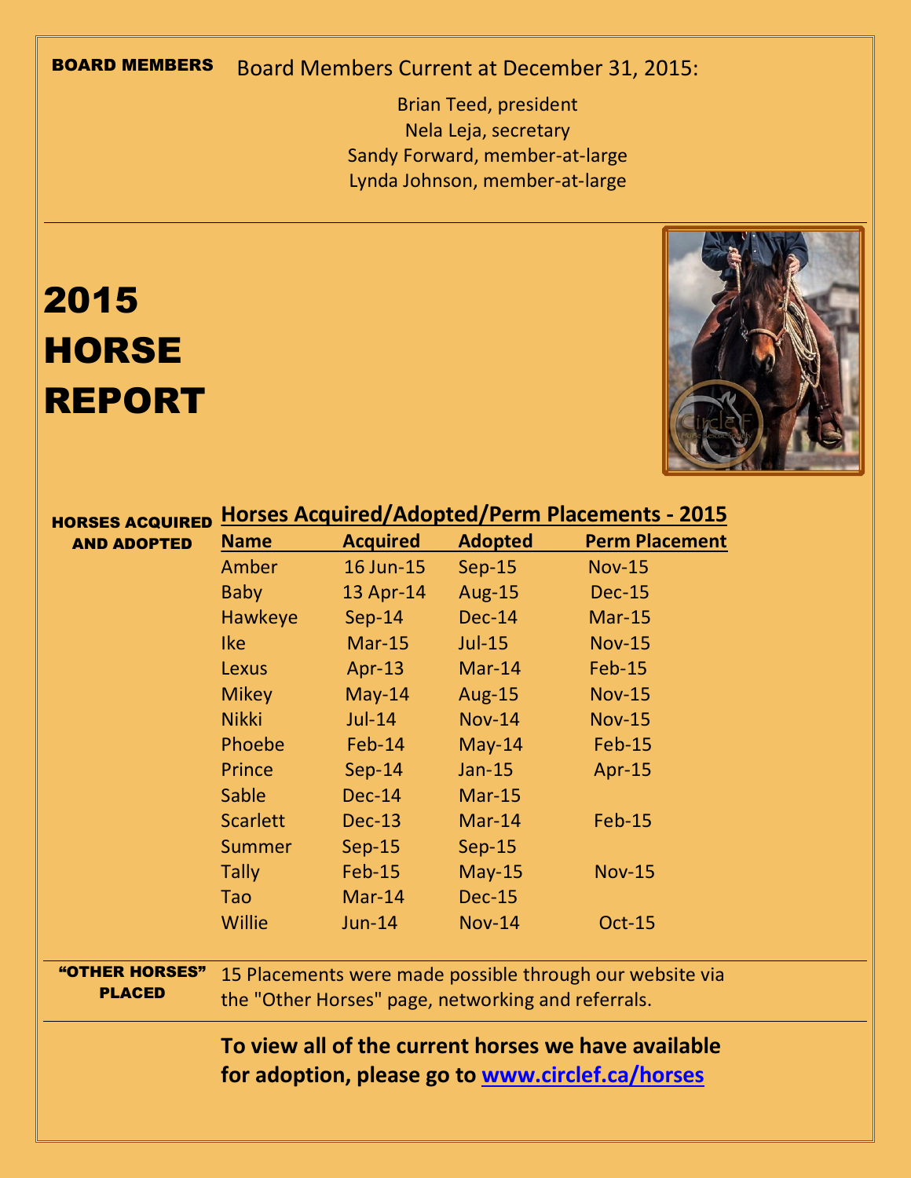## BOARD MEMBERS

Board Members Current at December 31, 2015:

Brian Teed, president
Nela Leja, secretary
Sandy Forward, member-at-large
Lynda Johnson, member-at-large

# 2015 HORSE REPORT

## HORSES ACQUIRED AND ADOPTED

**Horses Acquired/Adopted/Perm Placements - 2015**

| Name | Acquired | Adopted | Perm Placement |
|---|---|---|---|
| Amber | 16 Jun-15 | Sep-15 | Nov-15 |
| Baby | 13 Apr-14 | Aug-15 | Dec-15 |
| Hawkeye | Sep-14 | Dec-14 | Mar-15 |
| Ike | Mar-15 | Jul-15 | Nov-15 |
| Lexus | Apr-13 | Mar-14 | Feb-15 |
| Mikey | May-14 | Aug-15 | Nov-15 |
| Nikki | Jul-14 | Nov-14 | Nov-15 |
| Phoebe | Feb-14 | May-14 | Feb-15 |
| Prince | Sep-14 | Jan-15 | Apr-15 |
| Sable | Dec-14 | Mar-15 | |
| Scarlett | Dec-13 | Mar-14 | Feb-15 |
| Summer | Sep-15 | Sep-15 | |
| Tally | Feb-15 | May-15 | Nov-15 |
| Tao | Mar-14 | Dec-15 | |
| Willie | Jun-14 | Nov-14 | Oct-15 |

## "OTHER HORSES" PLACED

15 Placements were made possible through our website via the "Other Horses" page, networking and referrals.

**To view all of the current horses we have available for adoption, please go to [www.circlef.ca/horses](www.circlef.ca/horses)**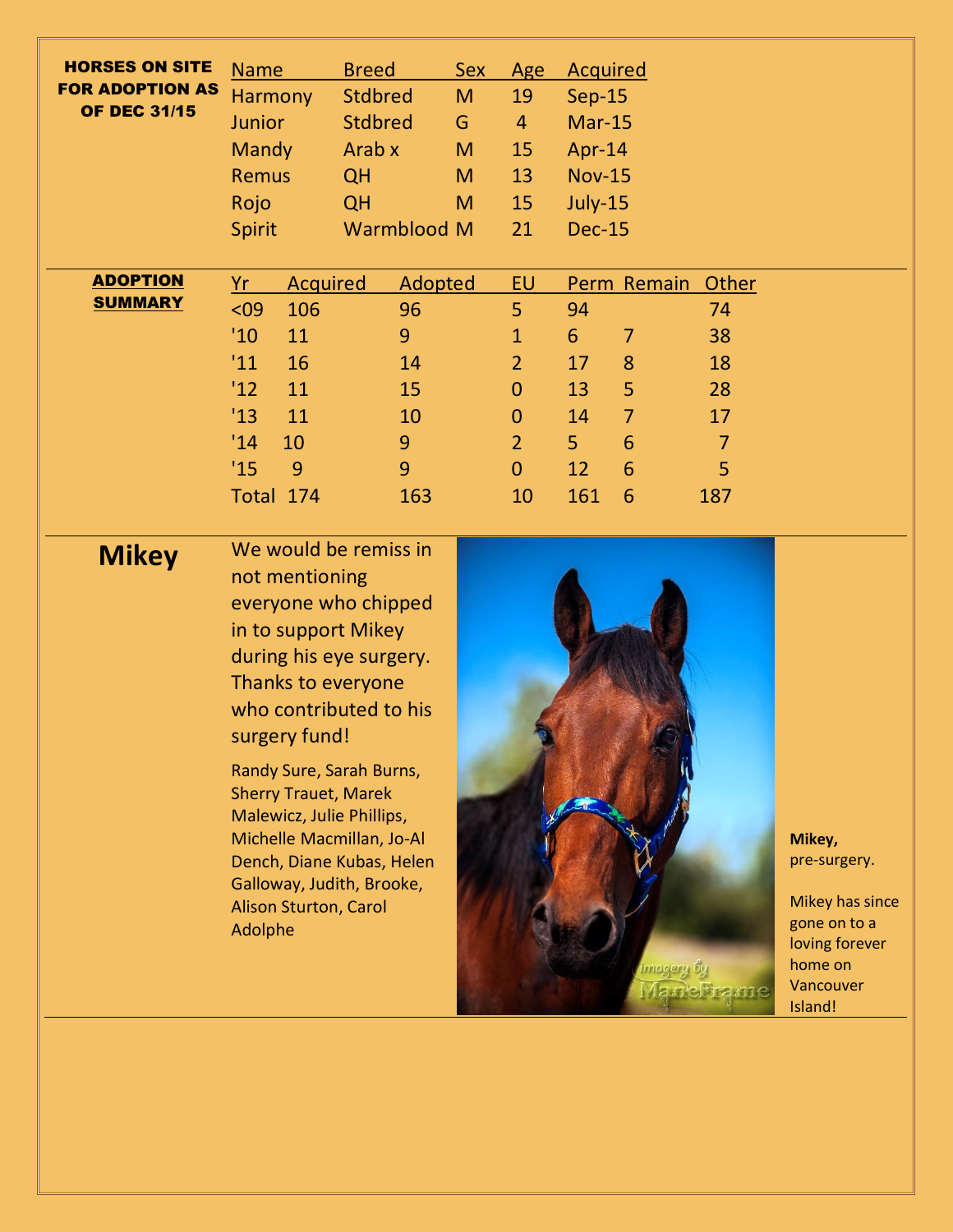**HORSES ON SITE FOR ADOPTION AS OF DEC 31/15**

| Name | Breed | Sex | Age | Acquired |
|---|---|---|---|---|
| Harmony | Stdbred | M | 19 | Sep-15 |
| Junior | Stdbred | G | 4 | Mar-15 |
| Mandy | Arab x | M | 15 | Apr-14 |
| Remus | QH | M | 13 | Nov-15 |
| Rojo | QH | M | 15 | July-15 |
| Spirit | Warmblood | M | 21 | Dec-15 |

**ADOPTION SUMMARY**

| Yr | Acquired | Adopted | EU | Perm | Remain | Other |
|---|---|---|---|---|---|---|
| <09 | 106 | 96 | 5 | 94 | | 74 |
| '10 | 11 | 9 | 1 | 6 | 7 | 38 |
| '11 | 16 | 14 | 2 | 17 | 8 | 18 |
| '12 | 11 | 15 | 0 | 13 | 5 | 28 |
| '13 | 11 | 10 | 0 | 14 | 7 | 17 |
| '14 | 10 | 9 | 2 | 5 | 6 | 7 |
| '15 | 9 | 9 | 0 | 12 | 6 | 5 |
| Total | 174 | 163 | 10 | 161 | 6 | 187 |

## Mikey

We would be remiss in not mentioning everyone who chipped in to support Mikey during his eye surgery. Thanks to everyone who contributed to his surgery fund!

Randy Sure, Sarah Burns, Sherry Trauet, Marek Malewicz, Julie Phillips, Michelle Macmillan, Jo-Al Dench, Diane Kubas, Helen Galloway, Judith, Brooke, Alison Sturton, Carol Adolphe

**Mikey,** pre-surgery.

Mikey has since gone on to a loving forever home on Vancouver Island!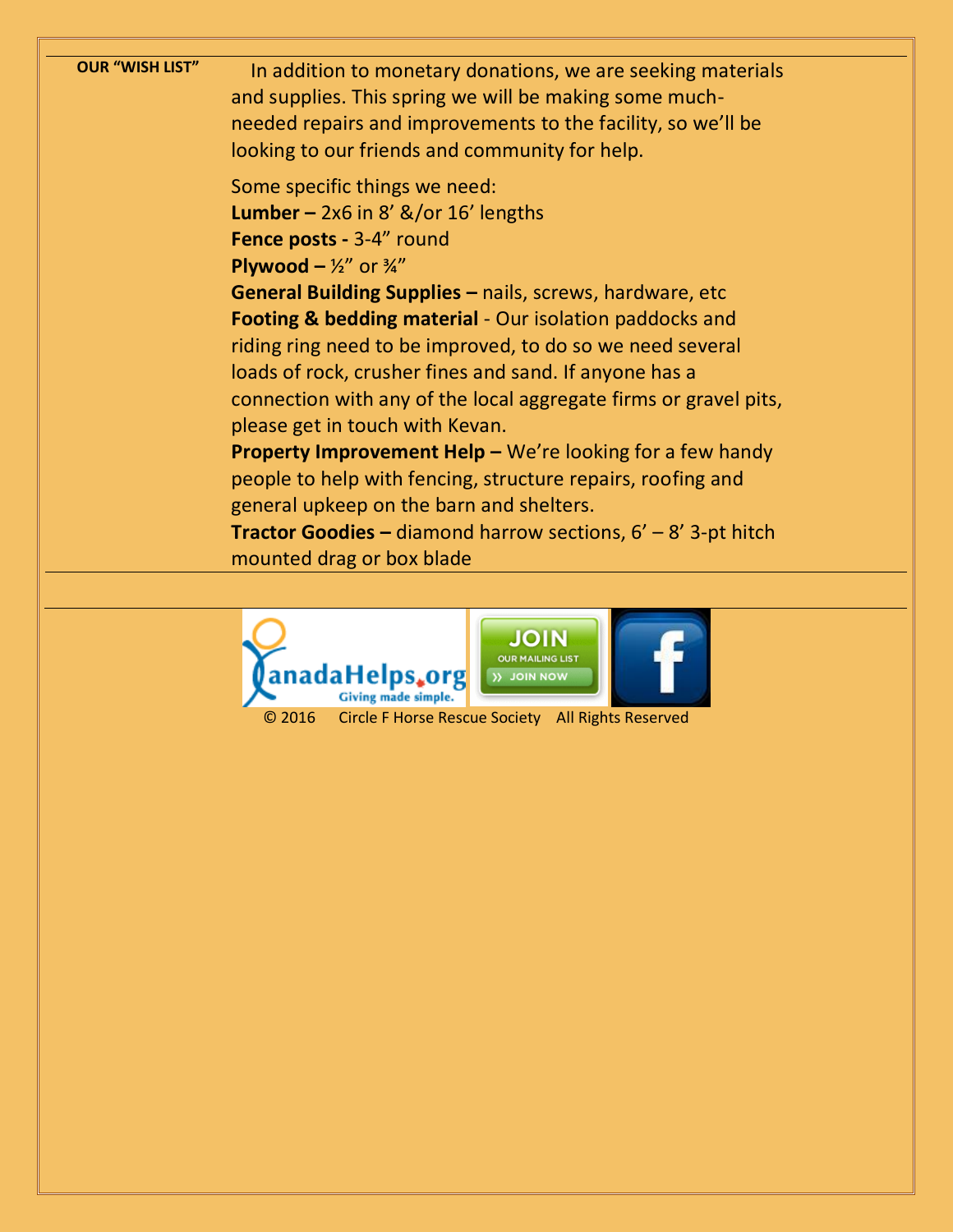**OUR "WISH LIST"**

In addition to monetary donations, we are seeking materials and supplies. This spring we will be making some much-needed repairs and improvements to the facility, so we'll be looking to our friends and community for help.

Some specific things we need:

**Lumber –** 2x6 in 8' &/or 16' lengths

**Fence posts -** 3-4" round

**Plywood –** ½" or ¾"

**General Building Supplies –** nails, screws, hardware, etc

**Footing & bedding material** - Our isolation paddocks and riding ring need to be improved, to do so we need several loads of rock, crusher fines and sand. If anyone has a connection with any of the local aggregate firms or gravel pits, please get in touch with Kevan.

**Property Improvement Help –** We're looking for a few handy people to help with fencing, structure repairs, roofing and general upkeep on the barn and shelters.

**Tractor Goodies –** diamond harrow sections, 6' – 8' 3-pt hitch mounted drag or box blade

© 2016 Circle F Horse Rescue Society All Rights Reserved